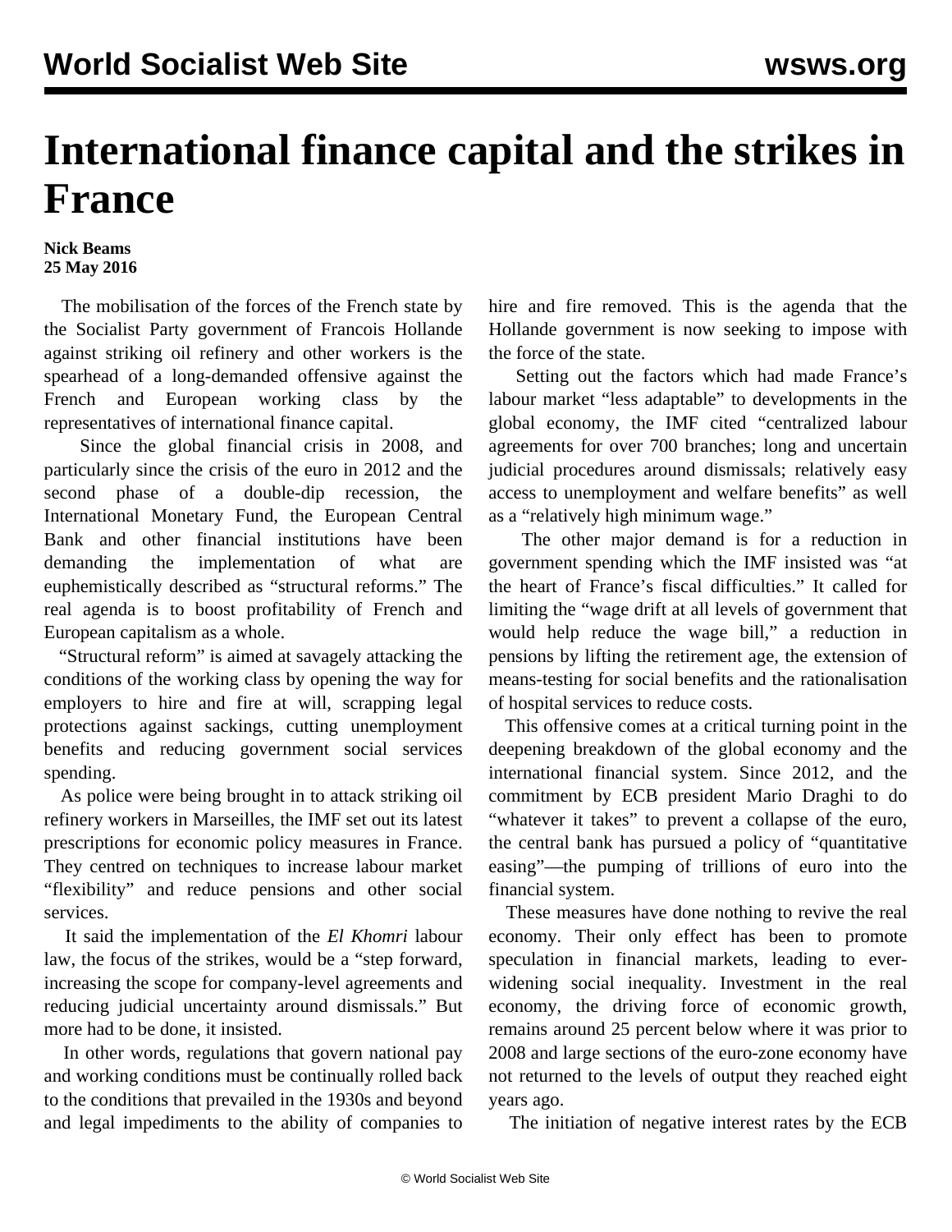# International finance capital and the strikes in France

**Nick Beams**
**25 May 2016**

The mobilisation of the forces of the French state by the Socialist Party government of Francois Hollande against striking oil refinery and other workers is the spearhead of a long-demanded offensive against the French and European working class by the representatives of international finance capital.

Since the global financial crisis in 2008, and particularly since the crisis of the euro in 2012 and the second phase of a double-dip recession, the International Monetary Fund, the European Central Bank and other financial institutions have been demanding the implementation of what are euphemistically described as "structural reforms." The real agenda is to boost profitability of French and European capitalism as a whole.

"Structural reform" is aimed at savagely attacking the conditions of the working class by opening the way for employers to hire and fire at will, scrapping legal protections against sackings, cutting unemployment benefits and reducing government social services spending.

As police were being brought in to attack striking oil refinery workers in Marseilles, the IMF set out its latest prescriptions for economic policy measures in France. They centred on techniques to increase labour market "flexibility" and reduce pensions and other social services.

It said the implementation of the *El Khomri* labour law, the focus of the strikes, would be a "step forward, increasing the scope for company-level agreements and reducing judicial uncertainty around dismissals." But more had to be done, it insisted.

In other words, regulations that govern national pay and working conditions must be continually rolled back to the conditions that prevailed in the 1930s and beyond and legal impediments to the ability of companies to hire and fire removed. This is the agenda that the Hollande government is now seeking to impose with the force of the state.

Setting out the factors which had made France's labour market "less adaptable" to developments in the global economy, the IMF cited "centralized labour agreements for over 700 branches; long and uncertain judicial procedures around dismissals; relatively easy access to unemployment and welfare benefits" as well as a "relatively high minimum wage."

The other major demand is for a reduction in government spending which the IMF insisted was "at the heart of France's fiscal difficulties." It called for limiting the "wage drift at all levels of government that would help reduce the wage bill," a reduction in pensions by lifting the retirement age, the extension of means-testing for social benefits and the rationalisation of hospital services to reduce costs.

This offensive comes at a critical turning point in the deepening breakdown of the global economy and the international financial system. Since 2012, and the commitment by ECB president Mario Draghi to do "whatever it takes" to prevent a collapse of the euro, the central bank has pursued a policy of "quantitative easing"—the pumping of trillions of euro into the financial system.

These measures have done nothing to revive the real economy. Their only effect has been to promote speculation in financial markets, leading to ever-widening social inequality. Investment in the real economy, the driving force of economic growth, remains around 25 percent below where it was prior to 2008 and large sections of the euro-zone economy have not returned to the levels of output they reached eight years ago.

The initiation of negative interest rates by the ECB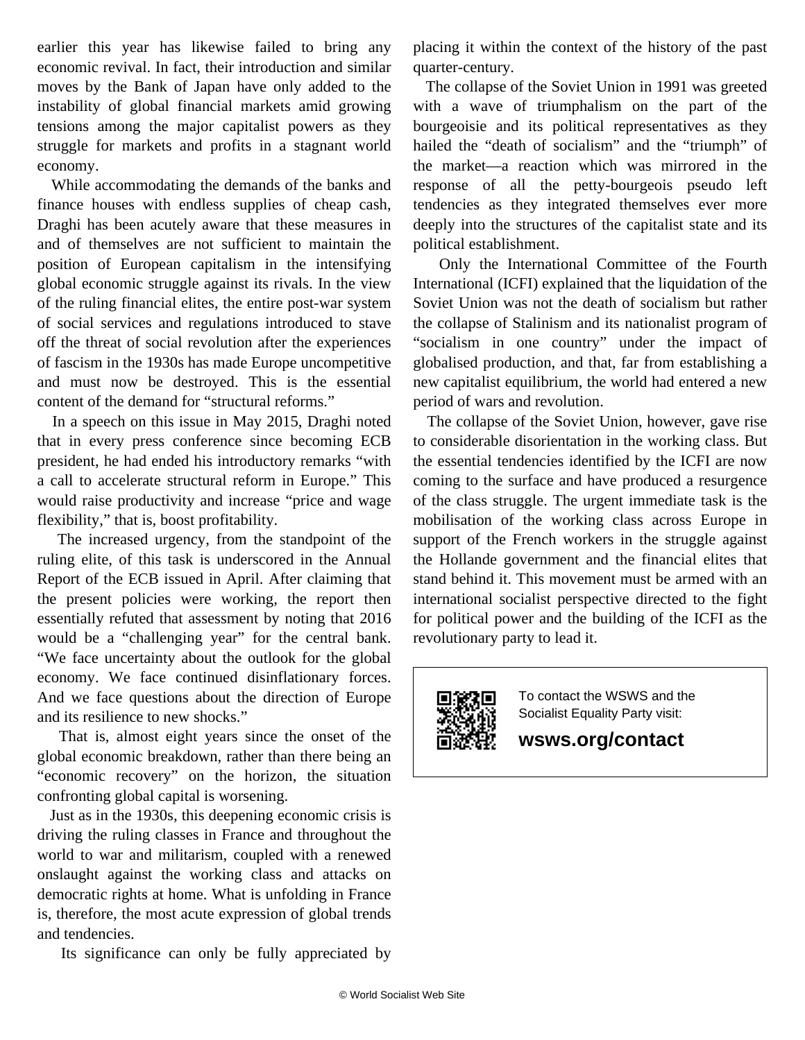earlier this year has likewise failed to bring any economic revival. In fact, their introduction and similar moves by the Bank of Japan have only added to the instability of global financial markets amid growing tensions among the major capitalist powers as they struggle for markets and profits in a stagnant world economy.

While accommodating the demands of the banks and finance houses with endless supplies of cheap cash, Draghi has been acutely aware that these measures in and of themselves are not sufficient to maintain the position of European capitalism in the intensifying global economic struggle against its rivals. In the view of the ruling financial elites, the entire post-war system of social services and regulations introduced to stave off the threat of social revolution after the experiences of fascism in the 1930s has made Europe uncompetitive and must now be destroyed. This is the essential content of the demand for "structural reforms."

In a speech on this issue in May 2015, Draghi noted that in every press conference since becoming ECB president, he had ended his introductory remarks "with a call to accelerate structural reform in Europe." This would raise productivity and increase "price and wage flexibility," that is, boost profitability.

The increased urgency, from the standpoint of the ruling elite, of this task is underscored in the Annual Report of the ECB issued in April. After claiming that the present policies were working, the report then essentially refuted that assessment by noting that 2016 would be a "challenging year" for the central bank. "We face uncertainty about the outlook for the global economy. We face continued disinflationary forces. And we face questions about the direction of Europe and its resilience to new shocks."

That is, almost eight years since the onset of the global economic breakdown, rather than there being an "economic recovery" on the horizon, the situation confronting global capital is worsening.

Just as in the 1930s, this deepening economic crisis is driving the ruling classes in France and throughout the world to war and militarism, coupled with a renewed onslaught against the working class and attacks on democratic rights at home. What is unfolding in France is, therefore, the most acute expression of global trends and tendencies.

Its significance can only be fully appreciated by placing it within the context of the history of the past quarter-century.

The collapse of the Soviet Union in 1991 was greeted with a wave of triumphalism on the part of the bourgeoisie and its political representatives as they hailed the "death of socialism" and the "triumph" of the market—a reaction which was mirrored in the response of all the petty-bourgeois pseudo left tendencies as they integrated themselves ever more deeply into the structures of the capitalist state and its political establishment.

Only the International Committee of the Fourth International (ICFI) explained that the liquidation of the Soviet Union was not the death of socialism but rather the collapse of Stalinism and its nationalist program of "socialism in one country" under the impact of globalised production, and that, far from establishing a new capitalist equilibrium, the world had entered a new period of wars and revolution.

The collapse of the Soviet Union, however, gave rise to considerable disorientation in the working class. But the essential tendencies identified by the ICFI are now coming to the surface and have produced a resurgence of the class struggle. The urgent immediate task is the mobilisation of the working class across Europe in support of the French workers in the struggle against the Hollande government and the financial elites that stand behind it. This movement must be armed with an international socialist perspective directed to the fight for political power and the building of the ICFI as the revolutionary party to lead it.

To contact the WSWS and the Socialist Equality Party visit:

**wsws.org/contact**